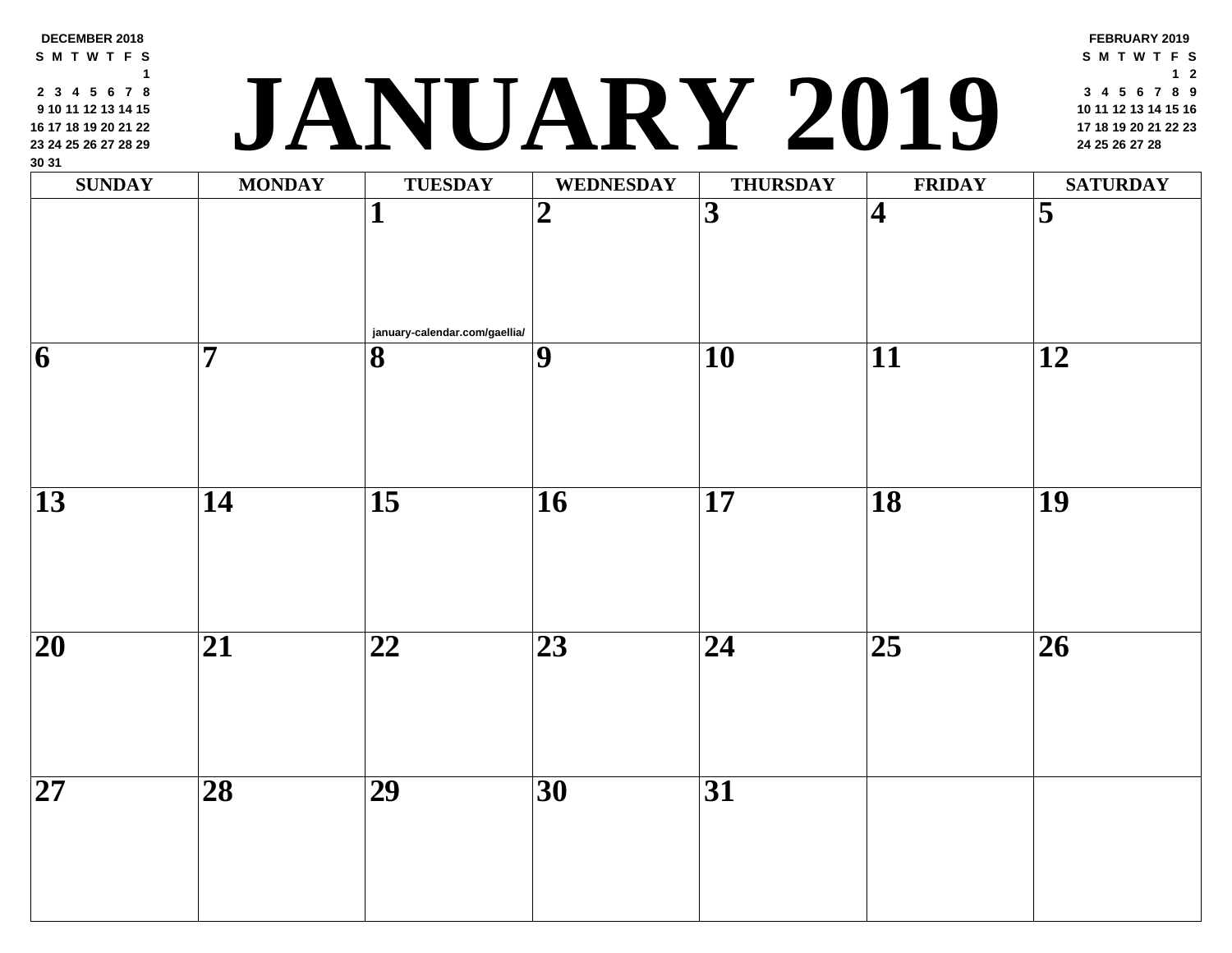# JANUARY 2019

**DECEMBER 2018**

| S | M | T | W | T | F | S |
|---|---|---|---|---|---|---|
| | | | | | | 1 |
| 2 | 3 | 4 | 5 | 6 | 7 | 8 |
| 9 | 10 | 11 | 12 | 13 | 14 | 15 |
| 16 | 17 | 18 | 19 | 20 | 21 | 22 |
| 23 | 24 | 25 | 26 | 27 | 28 | 29 |
| 30 | 31 | | | | | |

**FEBRUARY 2019**

| S | M | T | W | T | F | S |
|---|---|---|---|---|---|---|
| | | | | | 1 | 2 |
| 3 | 4 | 5 | 6 | 7 | 8 | 9 |
| 10 | 11 | 12 | 13 | 14 | 15 | 16 |
| 17 | 18 | 19 | 20 | 21 | 22 | 23 |
| 24 | 25 | 26 | 27 | 28 | | |

| SUNDAY | MONDAY | TUESDAY | WEDNESDAY | THURSDAY | FRIDAY | SATURDAY |
|---|---|---|---|---|---|---|
| | | 1 january-calendar.com/gaellia/ | 2 | 3 | 4 | 5 |
| 6 | 7 | 8 | 9 | 10 | 11 | 12 |
| 13 | 14 | 15 | 16 | 17 | 18 | 19 |
| 20 | 21 | 22 | 23 | 24 | 25 | 26 |
| 27 | 28 | 29 | 30 | 31 | | |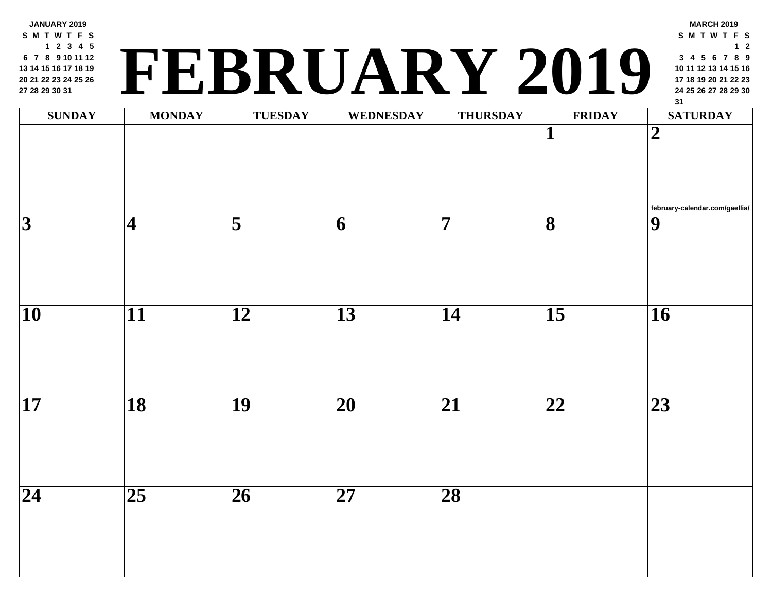JANUARY 2019

| S | M | T | W | T | F | S |
|---|---|---|---|---|---|---|
| | | 1 | 2 | 3 | 4 | 5 |
| 6 | 7 | 8 | 9 | 10 | 11 | 12 |
| 13 | 14 | 15 | 16 | 17 | 18 | 19 |
| 20 | 21 | 22 | 23 | 24 | 25 | 26 |
| 27 | 28 | 29 | 30 | 31 | | |

# FEBRUARY 2019

MARCH 2019

| S | M | T | W | T | F | S |
|---|---|---|---|---|---|---|
| | | | | | 1 | 2 |
| 3 | 4 | 5 | 6 | 7 | 8 | 9 |
| 10 | 11 | 12 | 13 | 14 | 15 | 16 |
| 17 | 18 | 19 | 20 | 21 | 22 | 23 |
| 24 | 25 | 26 | 27 | 28 | 29 | 30 |
| 31 | | | | | | |

| SUNDAY | MONDAY | TUESDAY | WEDNESDAY | THURSDAY | FRIDAY | SATURDAY |
|---|---|---|---|---|---|---|
| | | | | | **1** | **2** february-calendar.com/gaellia/ |
| **3** | **4** | **5** | **6** | **7** | **8** | **9** |
| **10** | **11** | **12** | **13** | **14** | **15** | **16** |
| **17** | **18** | **19** | **20** | **21** | **22** | **23** |
| **24** | **25** | **26** | **27** | **28** | | |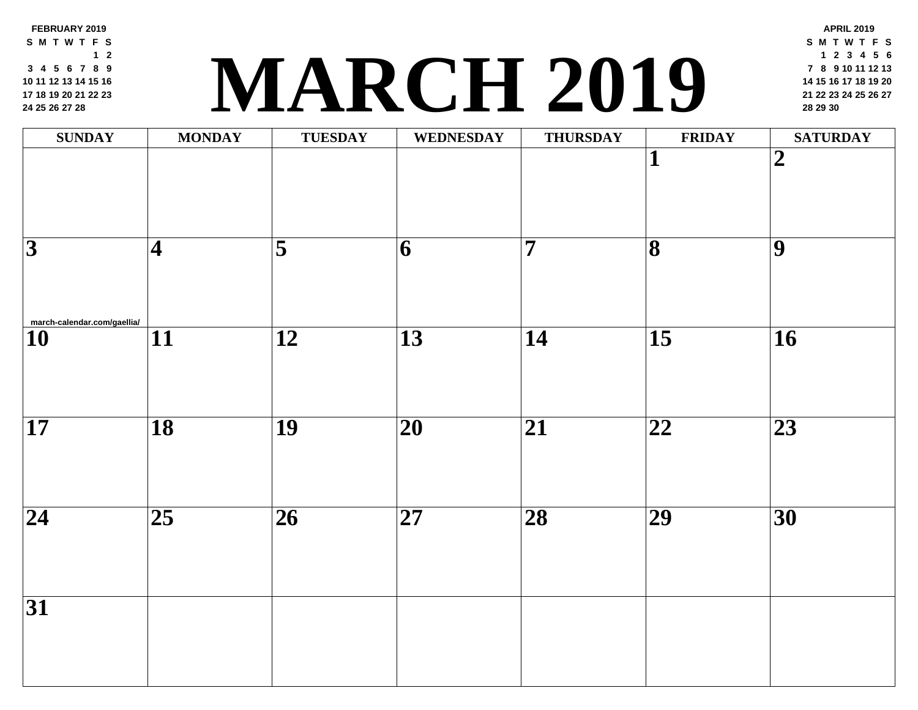**FEBRUARY 2019**

| S | M | T | W | T | F | S |
|---|---|---|---|---|---|---|
| | | | | | 1 | 2 |
| 3 | 4 | 5 | 6 | 7 | 8 | 9 |
| 10 | 11 | 12 | 13 | 14 | 15 | 16 |
| 17 | 18 | 19 | 20 | 21 | 22 | 23 |
| 24 | 25 | 26 | 27 | 28 | | |

# MARCH 2019

**APRIL 2019**

| S | M | T | W | T | F | S |
|---|---|---|---|---|---|---|
| | 1 | 2 | 3 | 4 | 5 | 6 |
| 7 | 8 | 9 | 10 | 11 | 12 | 13 |
| 14 | 15 | 16 | 17 | 18 | 19 | 20 |
| 21 | 22 | 23 | 24 | 25 | 26 | 27 |
| 28 | 29 | 30 | | | | |

| SUNDAY | MONDAY | TUESDAY | WEDNESDAY | THURSDAY | FRIDAY | SATURDAY |
|---|---|---|---|---|---|---|
| | | | | | 1 | 2 |
| 3 | 4 | 5 | 6 | 7 | 8 | 9 |
| 10 | 11 | 12 | 13 | 14 | 15 | 16 |
| 17 | 18 | 19 | 20 | 21 | 22 | 23 |
| 24 | 25 | 26 | 27 | 28 | 29 | 30 |
| 31 | | | | | | |

march-calendar.com/gaellia/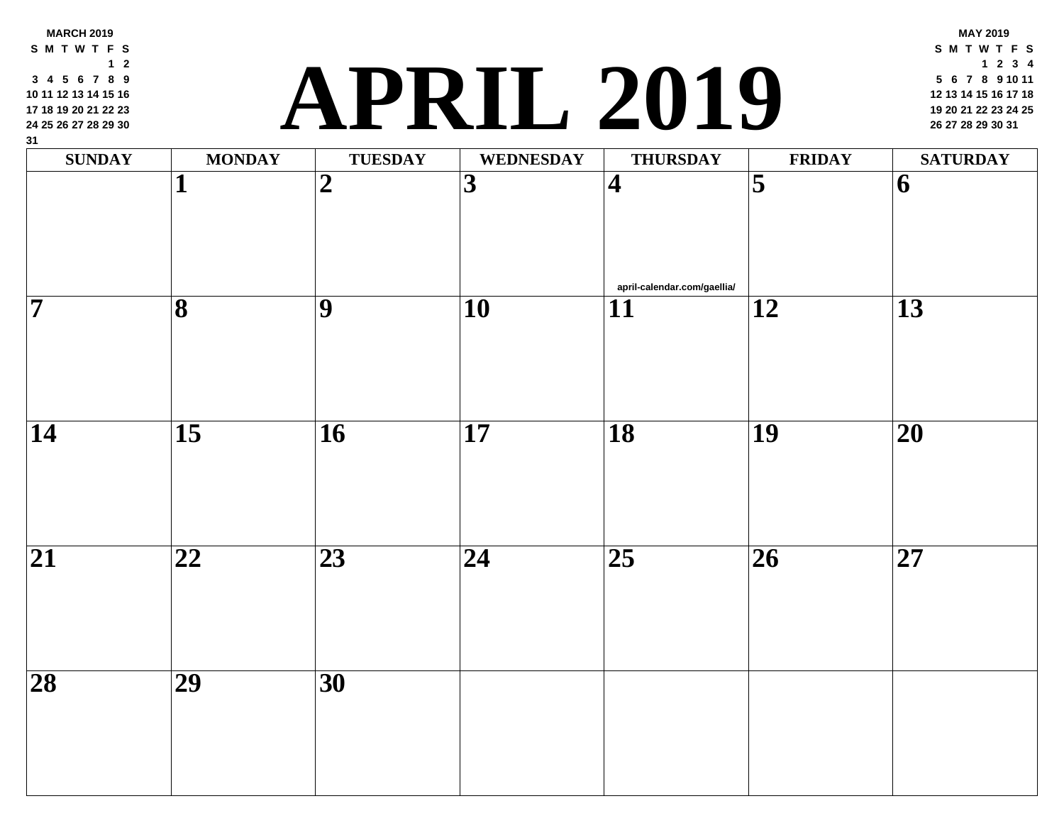**MARCH 2019**

| S | M | T | W | T | F | S |
|---|---|---|---|---|---|---|
| | | | | | 1 | 2 |
| 3 | 4 | 5 | 6 | 7 | 8 | 9 |
| 10 | 11 | 12 | 13 | 14 | 15 | 16 |
| 17 | 18 | 19 | 20 | 21 | 22 | 23 |
| 24 | 25 | 26 | 27 | 28 | 29 | 30 |
| 31 | | | | | | |

# APRIL 2019

**MAY 2019**

| S | M | T | W | T | F | S |
|---|---|---|---|---|---|---|
| | | | 1 | 2 | 3 | 4 |
| 5 | 6 | 7 | 8 | 9 | 10 | 11 |
| 12 | 13 | 14 | 15 | 16 | 17 | 18 |
| 19 | 20 | 21 | 22 | 23 | 24 | 25 |
| 26 | 27 | 28 | 29 | 30 | 31 | |

| SUNDAY | MONDAY | TUESDAY | WEDNESDAY | THURSDAY | FRIDAY | SATURDAY |
|---|---|---|---|---|---|---|
| | 1 | 2 | 3 | 4 april-calendar.com/gaellia/ | 5 | 6 |
| 7 | 8 | 9 | 10 | 11 | 12 | 13 |
| 14 | 15 | 16 | 17 | 18 | 19 | 20 |
| 21 | 22 | 23 | 24 | 25 | 26 | 27 |
| 28 | 29 | 30 | | | | |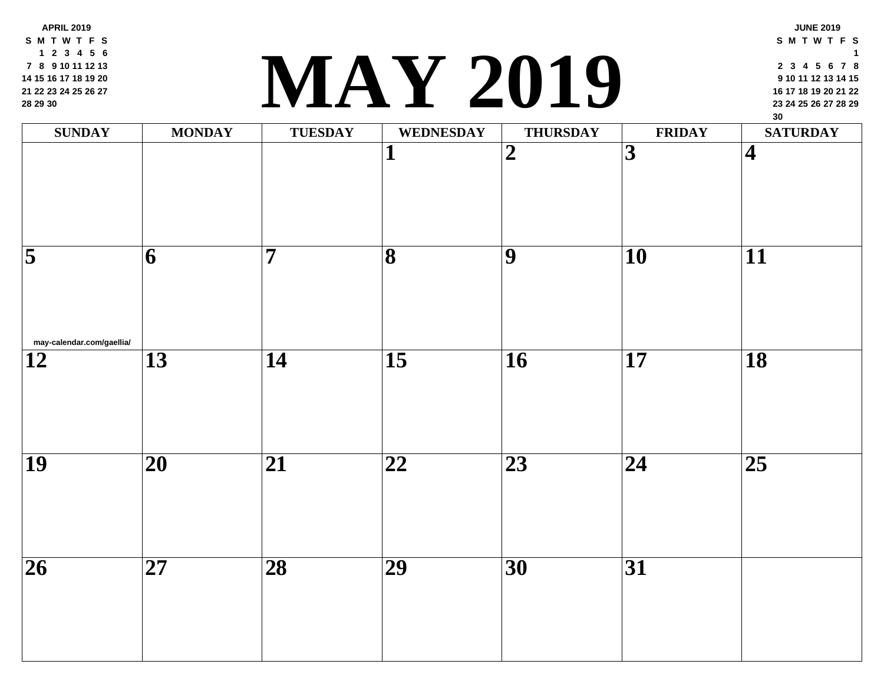# MAY 2019

**APRIL 2019**

| S | M | T | W | T | F | S |
|---|---|---|---|---|---|---|
| | 1 | 2 | 3 | 4 | 5 | 6 |
| 7 | 8 | 9 | 10 | 11 | 12 | 13 |
| 14 | 15 | 16 | 17 | 18 | 19 | 20 |
| 21 | 22 | 23 | 24 | 25 | 26 | 27 |
| 28 | 29 | 30 | | | | |

**JUNE 2019**

| S | M | T | W | T | F | S |
|---|---|---|---|---|---|---|
| | | | | | | 1 |
| 2 | 3 | 4 | 5 | 6 | 7 | 8 |
| 9 | 10 | 11 | 12 | 13 | 14 | 15 |
| 16 | 17 | 18 | 19 | 20 | 21 | 22 |
| 23 | 24 | 25 | 26 | 27 | 28 | 29 |
| 30 | | | | | | |

| SUNDAY | MONDAY | TUESDAY | WEDNESDAY | THURSDAY | FRIDAY | SATURDAY |
|---|---|---|---|---|---|---|
| | | | 1 | 2 | 3 | 4 |
| 5 | 6 | 7 | 8 | 9 | 10 | 11 |
| 12 | 13 | 14 | 15 | 16 | 17 | 18 |
| 19 | 20 | 21 | 22 | 23 | 24 | 25 |
| 26 | 27 | 28 | 29 | 30 | 31 | |

may-calendar.com/gaellia/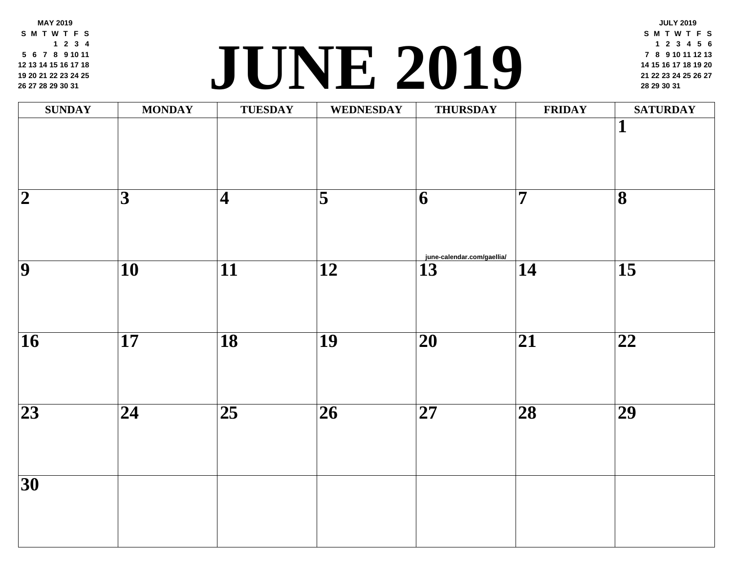# JUNE 2019

**MAY 2019**

| S | M | T | W | T | F | S |
|---|---|---|---|---|---|---|
| | | | 1 | 2 | 3 | 4 |
| 5 | 6 | 7 | 8 | 9 | 10 | 11 |
| 12 | 13 | 14 | 15 | 16 | 17 | 18 |
| 19 | 20 | 21 | 22 | 23 | 24 | 25 |
| 26 | 27 | 28 | 29 | 30 | 31 | |

**JULY 2019**

| S | M | T | W | T | F | S |
|---|---|---|---|---|---|---|
| | 1 | 2 | 3 | 4 | 5 | 6 |
| 7 | 8 | 9 | 10 | 11 | 12 | 13 |
| 14 | 15 | 16 | 17 | 18 | 19 | 20 |
| 21 | 22 | 23 | 24 | 25 | 26 | 27 |
| 28 | 29 | 30 | 31 | | | |

| SUNDAY | MONDAY | TUESDAY | WEDNESDAY | THURSDAY | FRIDAY | SATURDAY |
|---|---|---|---|---|---|---|
| | | | | | | 1 |
| 2 | 3 | 4 | 5 | 6 | 7 | 8 |
| 9 | 10 | 11 | 12 | 13 | 14 | 15 |
| 16 | 17 | 18 | 19 | 20 | 21 | 22 |
| 23 | 24 | 25 | 26 | 27 | 28 | 29 |
| 30 | | | | | | |

june-calendar.com/gaellia/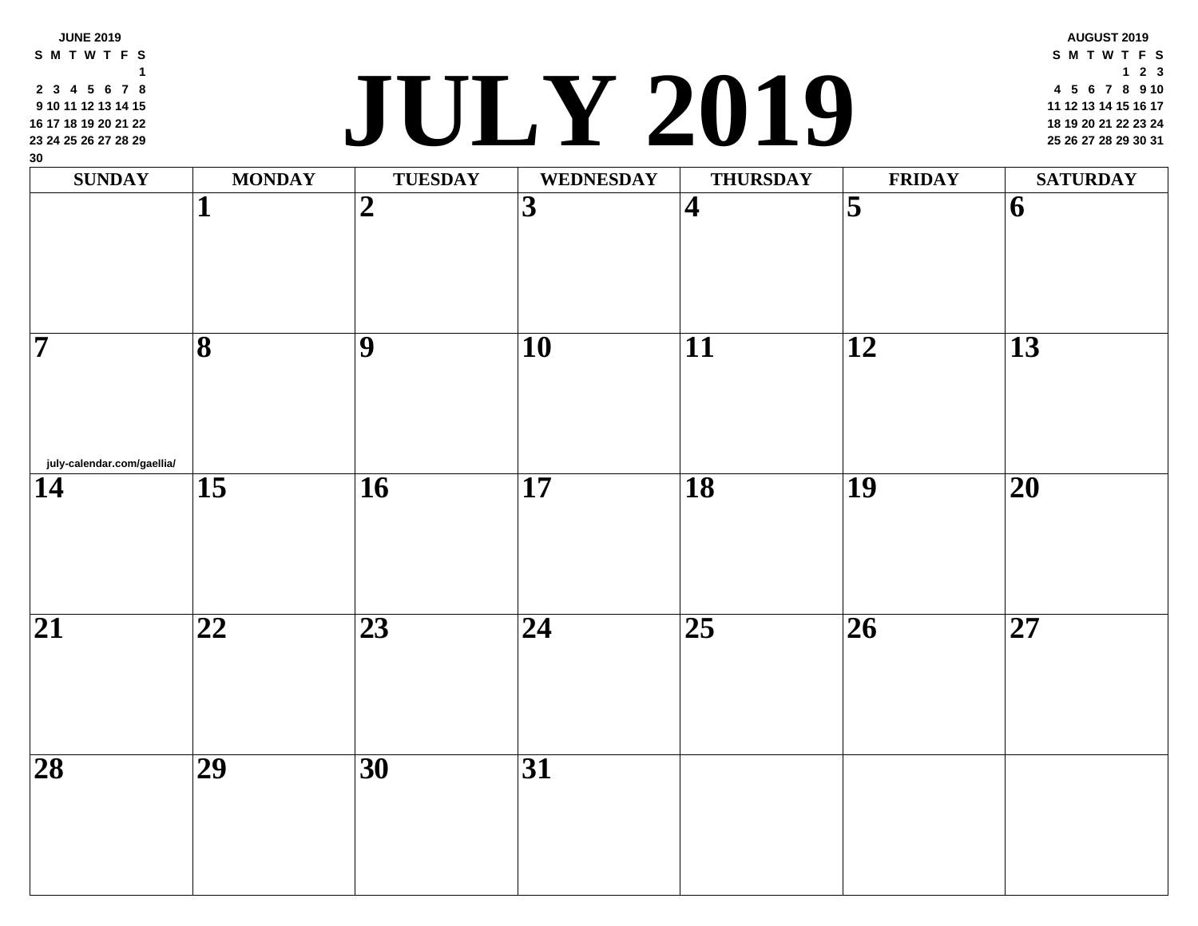**JUNE 2019**

| S | M | T | W | T | F | S |
|---|---|---|---|---|---|---|
| | | | | | | 1 |
| 2 | 3 | 4 | 5 | 6 | 7 | 8 |
| 9 | 10 | 11 | 12 | 13 | 14 | 15 |
| 16 | 17 | 18 | 19 | 20 | 21 | 22 |
| 23 | 24 | 25 | 26 | 27 | 28 | 29 |
| 30 | | | | | | |

# JULY 2019

**AUGUST 2019**

| S | M | T | W | T | F | S |
|---|---|---|---|---|---|---|
| | | | | 1 | 2 | 3 |
| 4 | 5 | 6 | 7 | 8 | 9 | 10 |
| 11 | 12 | 13 | 14 | 15 | 16 | 17 |
| 18 | 19 | 20 | 21 | 22 | 23 | 24 |
| 25 | 26 | 27 | 28 | 29 | 30 | 31 |

| SUNDAY | MONDAY | TUESDAY | WEDNESDAY | THURSDAY | FRIDAY | SATURDAY |
|---|---|---|---|---|---|---|
| | 1 | 2 | 3 | 4 | 5 | 6 |
| 7 july-calendar.com/gaellia/ | 8 | 9 | 10 | 11 | 12 | 13 |
| 14 | 15 | 16 | 17 | 18 | 19 | 20 |
| 21 | 22 | 23 | 24 | 25 | 26 | 27 |
| 28 | 29 | 30 | 31 | | | |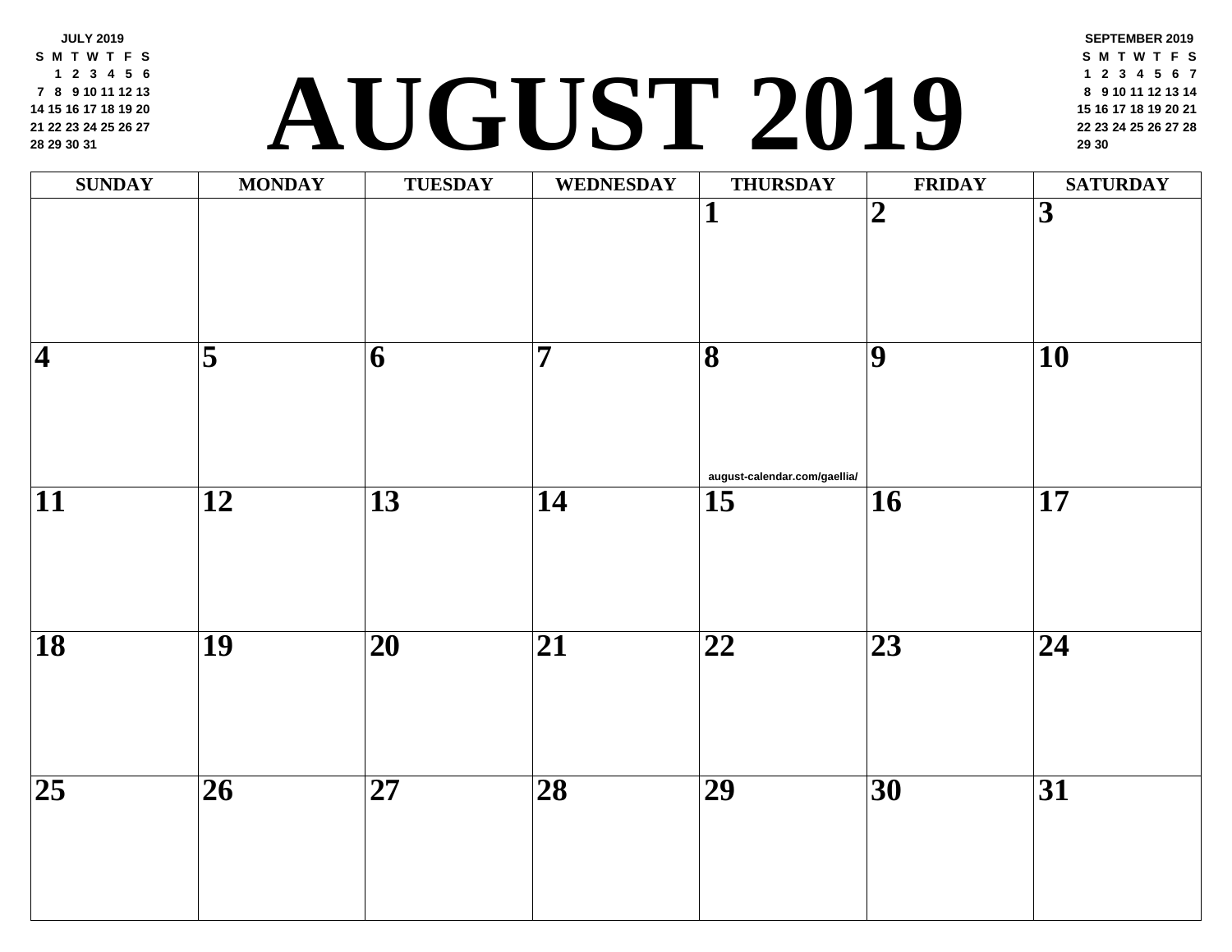# AUGUST 2019

**JULY 2019**

| S | M | T | W | T | F | S |
|---|---|---|---|---|---|---|
| | 1 | 2 | 3 | 4 | 5 | 6 |
| 7 | 8 | 9 | 10 | 11 | 12 | 13 |
| 14 | 15 | 16 | 17 | 18 | 19 | 20 |
| 21 | 22 | 23 | 24 | 25 | 26 | 27 |
| 28 | 29 | 30 | 31 | | | |

**SEPTEMBER 2019**

| S | M | T | W | T | F | S |
|---|---|---|---|---|---|---|
| 1 | 2 | 3 | 4 | 5 | 6 | 7 |
| 8 | 9 | 10 | 11 | 12 | 13 | 14 |
| 15 | 16 | 17 | 18 | 19 | 20 | 21 |
| 22 | 23 | 24 | 25 | 26 | 27 | 28 |
| 29 | 30 | | | | | |

| SUNDAY | MONDAY | TUESDAY | WEDNESDAY | THURSDAY | FRIDAY | SATURDAY |
|---|---|---|---|---|---|---|
| | | | | 1 | 2 | 3 |
| 4 | 5 | 6 | 7 | 8 august-calendar.com/gaellia/ | 9 | 10 |
| 11 | 12 | 13 | 14 | 15 | 16 | 17 |
| 18 | 19 | 20 | 21 | 22 | 23 | 24 |
| 25 | 26 | 27 | 28 | 29 | 30 | 31 |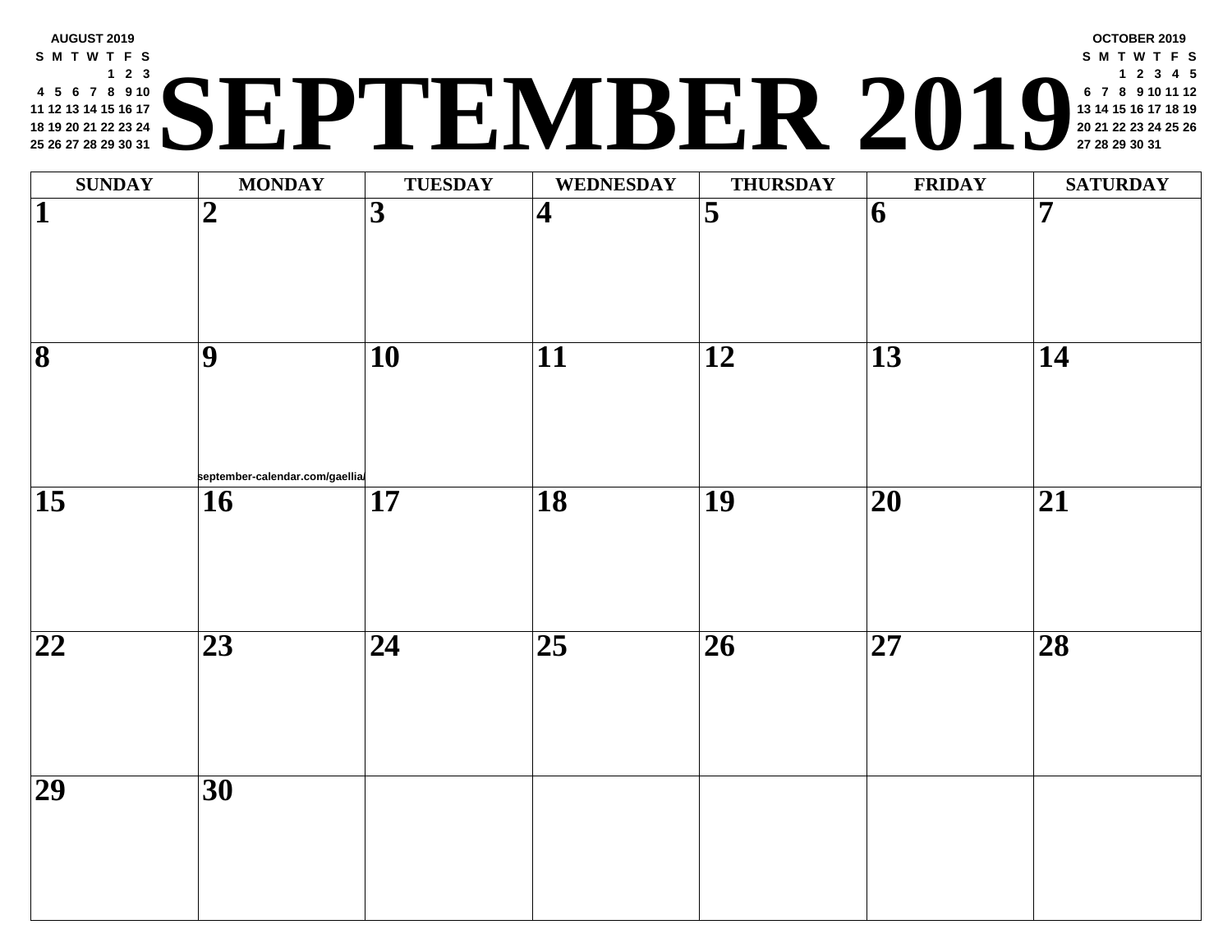# SEPTEMBER 2019

**AUGUST 2019**

| S | M | T | W | T | F | S |
|---|---|---|---|---|---|---|
| | | | | 1 | 2 | 3 |
| 4 | 5 | 6 | 7 | 8 | 9 | 10 |
| 11 | 12 | 13 | 14 | 15 | 16 | 17 |
| 18 | 19 | 20 | 21 | 22 | 23 | 24 |
| 25 | 26 | 27 | 28 | 29 | 30 | 31 |

**OCTOBER 2019**

| S | M | T | W | T | F | S |
|---|---|---|---|---|---|---|
| | | 1 | 2 | 3 | 4 | 5 |
| 6 | 7 | 8 | 9 | 10 | 11 | 12 |
| 13 | 14 | 15 | 16 | 17 | 18 | 19 |
| 20 | 21 | 22 | 23 | 24 | 25 | 26 |
| 27 | 28 | 29 | 30 | 31 | | |

| SUNDAY | MONDAY | TUESDAY | WEDNESDAY | THURSDAY | FRIDAY | SATURDAY |
|---|---|---|---|---|---|---|
| 1 | 2 | 3 | 4 | 5 | 6 | 7 |
| 8 | 9 september-calendar.com/gaellia/ | 10 | 11 | 12 | 13 | 14 |
| 15 | 16 | 17 | 18 | 19 | 20 | 21 |
| 22 | 23 | 24 | 25 | 26 | 27 | 28 |
| 29 | 30 | | | | | |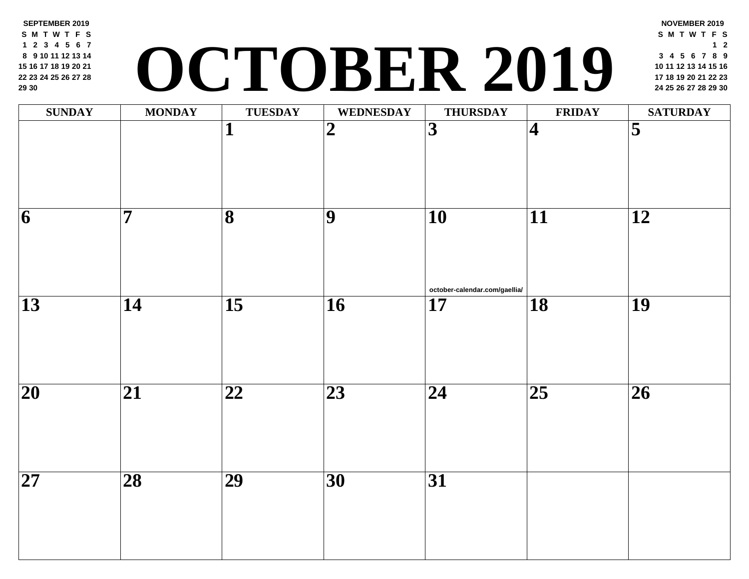**SEPTEMBER 2019**

| S | M | T | W | T | F | S |
|---|---|---|---|---|---|---|
| 1 | 2 | 3 | 4 | 5 | 6 | 7 |
| 8 | 9 | 10 | 11 | 12 | 13 | 14 |
| 15 | 16 | 17 | 18 | 19 | 20 | 21 |
| 22 | 23 | 24 | 25 | 26 | 27 | 28 |
| 29 | 30 | | | | | |

# OCTOBER 2019

**NOVEMBER 2019**

| S | M | T | W | T | F | S |
|---|---|---|---|---|---|---|
| | | | | | 1 | 2 |
| 3 | 4 | 5 | 6 | 7 | 8 | 9 |
| 10 | 11 | 12 | 13 | 14 | 15 | 16 |
| 17 | 18 | 19 | 20 | 21 | 22 | 23 |
| 24 | 25 | 26 | 27 | 28 | 29 | 30 |

| SUNDAY | MONDAY | TUESDAY | WEDNESDAY | THURSDAY | FRIDAY | SATURDAY |
|---|---|---|---|---|---|---|
| | | 1 | 2 | 3 | 4 | 5 |
| 6 | 7 | 8 | 9 | 10 october-calendar.com/gaellia/ | 11 | 12 |
| 13 | 14 | 15 | 16 | 17 | 18 | 19 |
| 20 | 21 | 22 | 23 | 24 | 25 | 26 |
| 27 | 28 | 29 | 30 | 31 | | |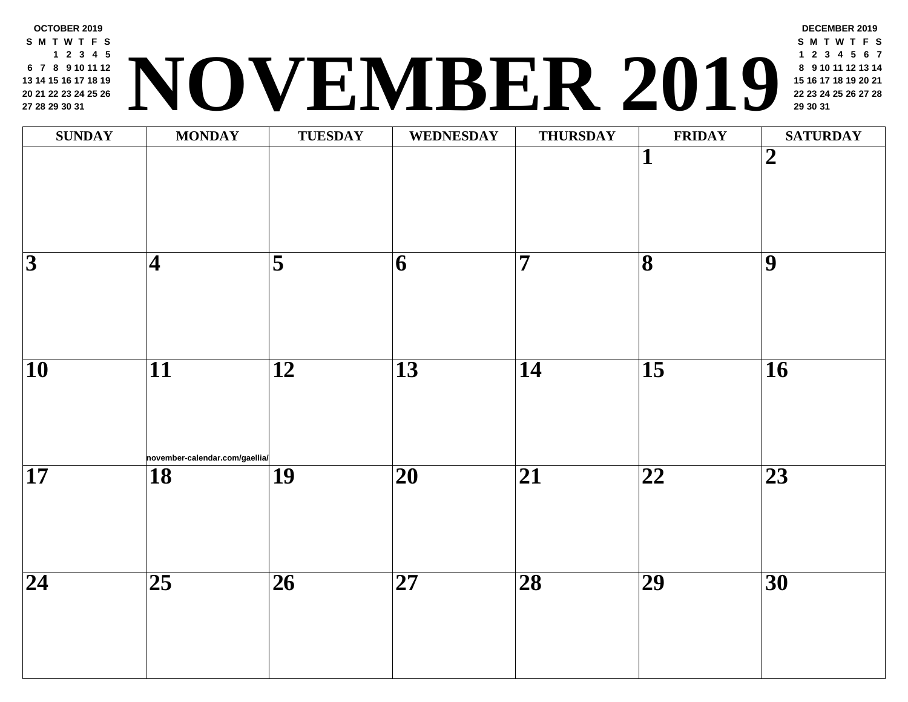**OCTOBER 2019**

| S | M | T | W | T | F | S |
|---|---|---|---|---|---|---|
| | | 1 | 2 | 3 | 4 | 5 |
| 6 | 7 | 8 | 9 | 10 | 11 | 12 |
| 13 | 14 | 15 | 16 | 17 | 18 | 19 |
| 20 | 21 | 22 | 23 | 24 | 25 | 26 |
| 27 | 28 | 29 | 30 | 31 | | |

# NOVEMBER 2019

**DECEMBER 2019**

| S | M | T | W | T | F | S |
|---|---|---|---|---|---|---|
| 1 | 2 | 3 | 4 | 5 | 6 | 7 |
| 8 | 9 | 10 | 11 | 12 | 13 | 14 |
| 15 | 16 | 17 | 18 | 19 | 20 | 21 |
| 22 | 23 | 24 | 25 | 26 | 27 | 28 |
| 29 | 30 | 31 | | | | |

| SUNDAY | MONDAY | TUESDAY | WEDNESDAY | THURSDAY | FRIDAY | SATURDAY |
|---|---|---|---|---|---|---|
| | | | | | 1 | 2 |
| 3 | 4 | 5 | 6 | 7 | 8 | 9 |
| 10 | 11 | 12 | 13 | 14 | 15 | 16 |
| 17 | 18 | 19 | 20 | 21 | 22 | 23 |
| 24 | 25 | 26 | 27 | 28 | 29 | 30 |

november-calendar.com/gaellia/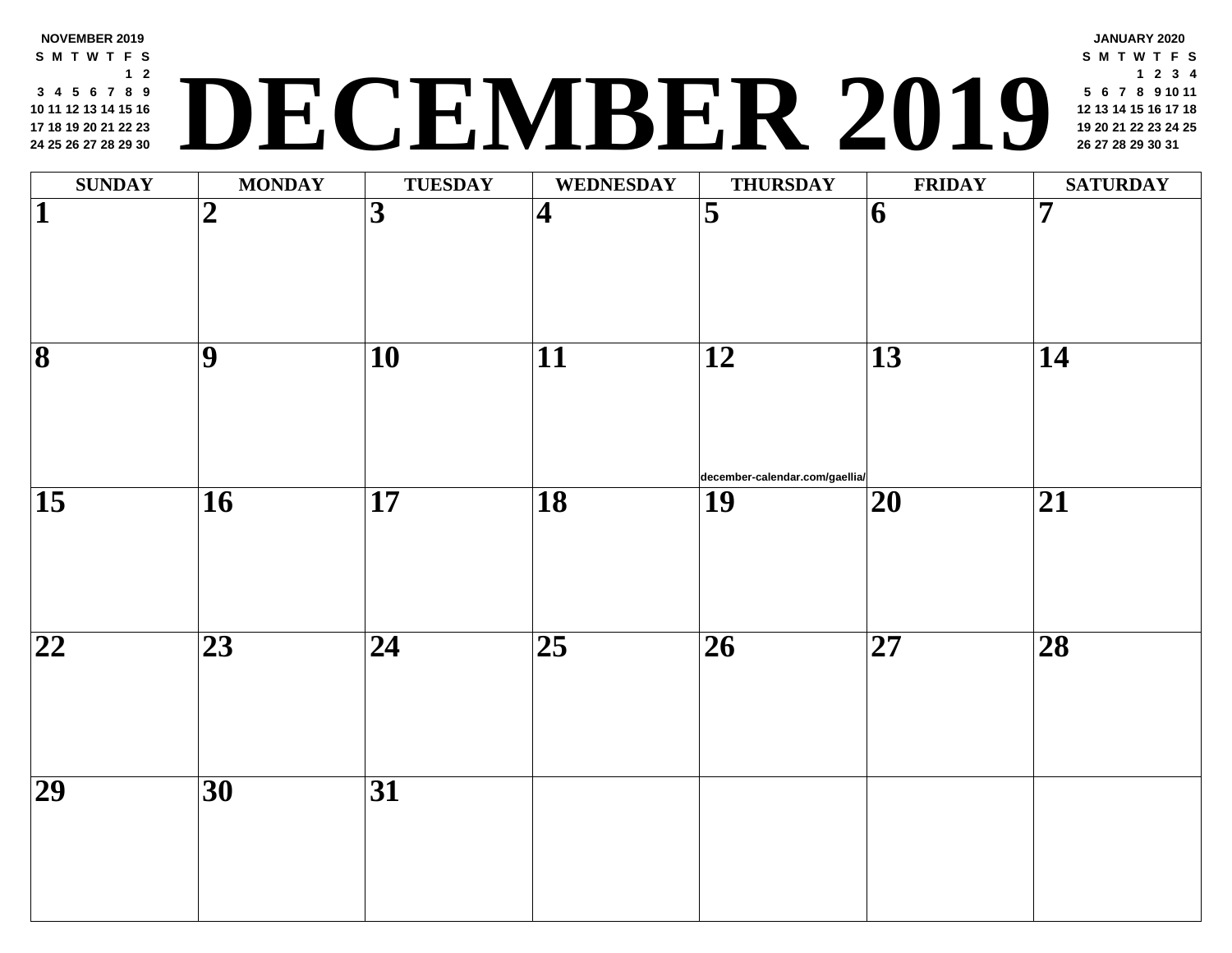NOVEMBER 2019

| S | M | T | W | T | F | S |
|---|---|---|---|---|---|---|
| | | | | | 1 | 2 |
| 3 | 4 | 5 | 6 | 7 | 8 | 9 |
| 10 | 11 | 12 | 13 | 14 | 15 | 16 |
| 17 | 18 | 19 | 20 | 21 | 22 | 23 |
| 24 | 25 | 26 | 27 | 28 | 29 | 30 |

# DECEMBER 2019

JANUARY 2020

| S | M | T | W | T | F | S |
|---|---|---|---|---|---|---|
| | | | 1 | 2 | 3 | 4 |
| 5 | 6 | 7 | 8 | 9 | 10 | 11 |
| 12 | 13 | 14 | 15 | 16 | 17 | 18 |
| 19 | 20 | 21 | 22 | 23 | 24 | 25 |
| 26 | 27 | 28 | 29 | 30 | 31 | |

| SUNDAY | MONDAY | TUESDAY | WEDNESDAY | THURSDAY | FRIDAY | SATURDAY |
|---|---|---|---|---|---|---|
| 1 | 2 | 3 | 4 | 5 | 6 | 7 |
| 8 | 9 | 10 | 11 | 12 december-calendar.com/gaellia/ | 13 | 14 |
| 15 | 16 | 17 | 18 | 19 | 20 | 21 |
| 22 | 23 | 24 | 25 | 26 | 27 | 28 |
| 29 | 30 | 31 | | | | |